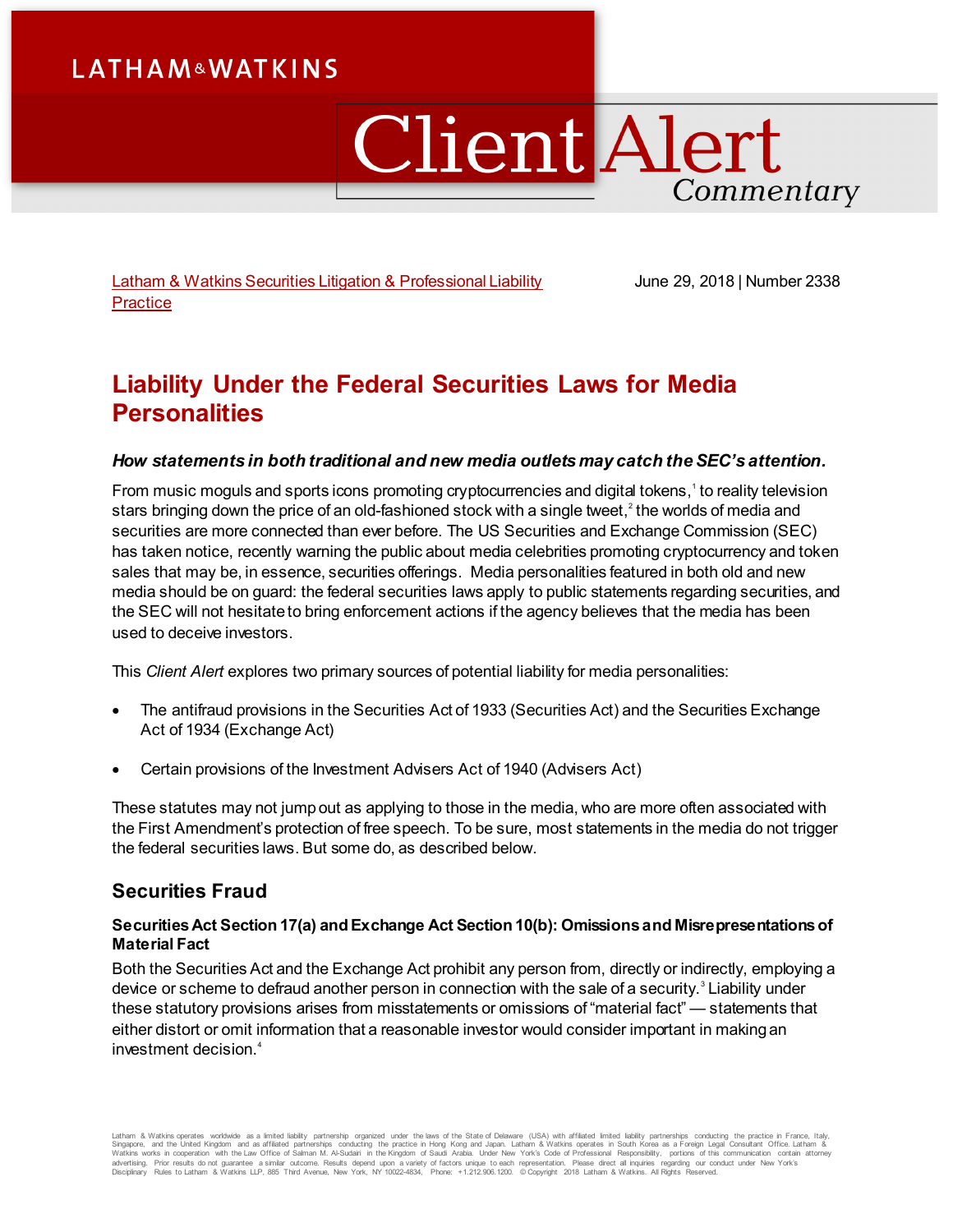LATHAM & WATKINS

# Client Alert Commentary

Latham & Watkins Securities Litigation & Professional Liability Practice

June 29, 2018 | Number 2338

# Liability Under the Federal Securities Laws for Media Personalities

***How statements in both traditional and new media outlets may catch the SEC's attention.***

From music moguls and sports icons promoting cryptocurrencies and digital tokens,[1] to reality television stars bringing down the price of an old-fashioned stock with a single tweet,[2] the worlds of media and securities are more connected than ever before. The US Securities and Exchange Commission (SEC) has taken notice, recently warning the public about media celebrities promoting cryptocurrency and token sales that may be, in essence, securities offerings. Media personalities featured in both old and new media should be on guard: the federal securities laws apply to public statements regarding securities, and the SEC will not hesitate to bring enforcement actions if the agency believes that the media has been used to deceive investors.

This *Client Alert* explores two primary sources of potential liability for media personalities:

- The antifraud provisions in the Securities Act of 1933 (Securities Act) and the Securities Exchange Act of 1934 (Exchange Act)
- Certain provisions of the Investment Advisers Act of 1940 (Advisers Act)

These statutes may not jump out as applying to those in the media, who are more often associated with the First Amendment's protection of free speech. To be sure, most statements in the media do not trigger the federal securities laws. But some do, as described below.

## Securities Fraud

**Securities Act Section 17(a) and Exchange Act Section 10(b): Omissions and Misrepresentations of Material Fact**

Both the Securities Act and the Exchange Act prohibit any person from, directly or indirectly, employing a device or scheme to defraud another person in connection with the sale of a security.[3] Liability under these statutory provisions arises from misstatements or omissions of "material fact" — statements that either distort or omit information that a reasonable investor would consider important in making an investment decision.[4]

Latham & Watkins operates worldwide as a limited liability partnership organized under the laws of the State of Delaware (USA) with affiliated limited liability partnerships conducting the practice in France, Italy, Singapore, and the United Kingdom and as affiliated partnerships conducting the practice in Hong Kong and Japan. Latham & Watkins operates in South Korea as a Foreign Legal Consultant Office. Latham & Watkins works in cooperation with the Law Office of Salman M. Al-Sudairi in the Kingdom of Saudi Arabia. Under New York's Code of Professional Responsibility, portions of this communication contain attorney advertising. Prior results do not guarantee a similar outcome. Results depend upon a variety of factors unique to each representation. Please direct all inquiries regarding our conduct under New York's Disciplinary Rules to Latham & Watkins LLP, 885 Third Avenue, New York, NY 10022-4834, Phone: +1.212.906.1200. © Copyright 2018 Latham & Watkins. All Rights Reserved.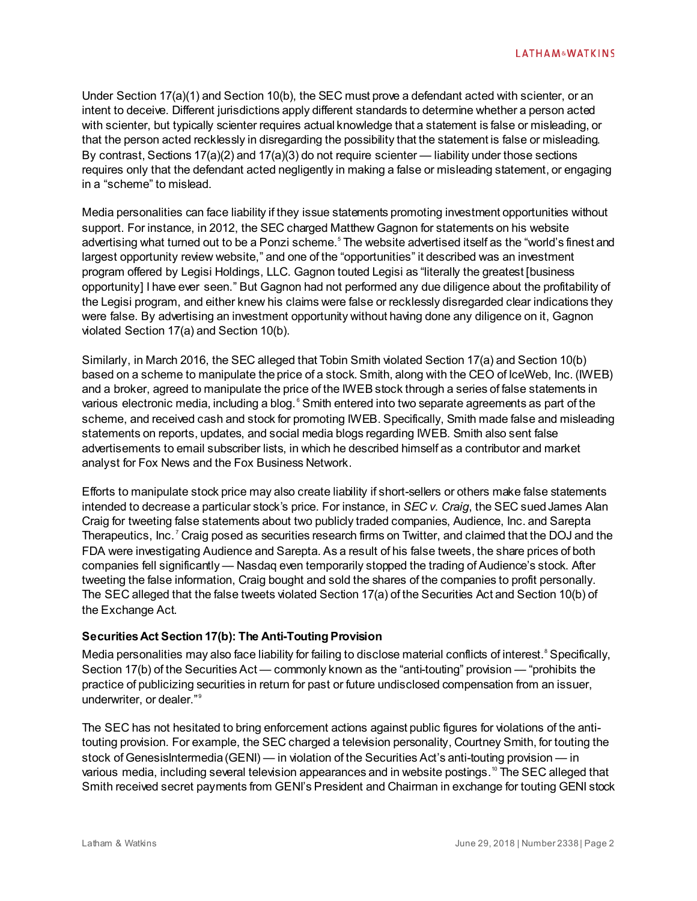Under Section 17(a)(1) and Section 10(b), the SEC must prove a defendant acted with scienter, or an intent to deceive. Different jurisdictions apply different standards to determine whether a person acted with scienter, but typically scienter requires actual knowledge that a statement is false or misleading, or that the person acted recklessly in disregarding the possibility that the statement is false or misleading. By contrast, Sections 17(a)(2) and 17(a)(3) do not require scienter — liability under those sections requires only that the defendant acted negligently in making a false or misleading statement, or engaging in a "scheme" to mislead.

Media personalities can face liability if they issue statements promoting investment opportunities without support. For instance, in 2012, the SEC charged Matthew Gagnon for statements on his website advertising what turned out to be a Ponzi scheme.[5] The website advertised itself as the "world's finest and largest opportunity review website," and one of the "opportunities" it described was an investment program offered by Legisi Holdings, LLC. Gagnon touted Legisi as "literally the greatest [business opportunity] I have ever seen." But Gagnon had not performed any due diligence about the profitability of the Legisi program, and either knew his claims were false or recklessly disregarded clear indications they were false. By advertising an investment opportunity without having done any diligence on it, Gagnon violated Section 17(a) and Section 10(b).

Similarly, in March 2016, the SEC alleged that Tobin Smith violated Section 17(a) and Section 10(b) based on a scheme to manipulate the price of a stock. Smith, along with the CEO of IceWeb, Inc. (IWEB) and a broker, agreed to manipulate the price of the IWEB stock through a series of false statements in various electronic media, including a blog.[6] Smith entered into two separate agreements as part of the scheme, and received cash and stock for promoting IWEB. Specifically, Smith made false and misleading statements on reports, updates, and social media blogs regarding IWEB. Smith also sent false advertisements to email subscriber lists, in which he described himself as a contributor and market analyst for Fox News and the Fox Business Network.

Efforts to manipulate stock price may also create liability if short-sellers or others make false statements intended to decrease a particular stock's price. For instance, in *SEC v. Craig*, the SEC sued James Alan Craig for tweeting false statements about two publicly traded companies, Audience, Inc. and Sarepta Therapeutics, Inc.[7] Craig posed as securities research firms on Twitter, and claimed that the DOJ and the FDA were investigating Audience and Sarepta. As a result of his false tweets, the share prices of both companies fell significantly — Nasdaq even temporarily stopped the trading of Audience's stock. After tweeting the false information, Craig bought and sold the shares of the companies to profit personally. The SEC alleged that the false tweets violated Section 17(a) of the Securities Act and Section 10(b) of the Exchange Act.

### Securities Act Section 17(b): The Anti-Touting Provision

Media personalities may also face liability for failing to disclose material conflicts of interest.[8] Specifically, Section 17(b) of the Securities Act — commonly known as the "anti-touting" provision — "prohibits the practice of publicizing securities in return for past or future undisclosed compensation from an issuer, underwriter, or dealer."[9]

The SEC has not hesitated to bring enforcement actions against public figures for violations of the anti-touting provision. For example, the SEC charged a television personality, Courtney Smith, for touting the stock of GenesisIntermedia (GENI) — in violation of the Securities Act's anti-touting provision — in various media, including several television appearances and in website postings.[10] The SEC alleged that Smith received secret payments from GENI's President and Chairman in exchange for touting GENI stock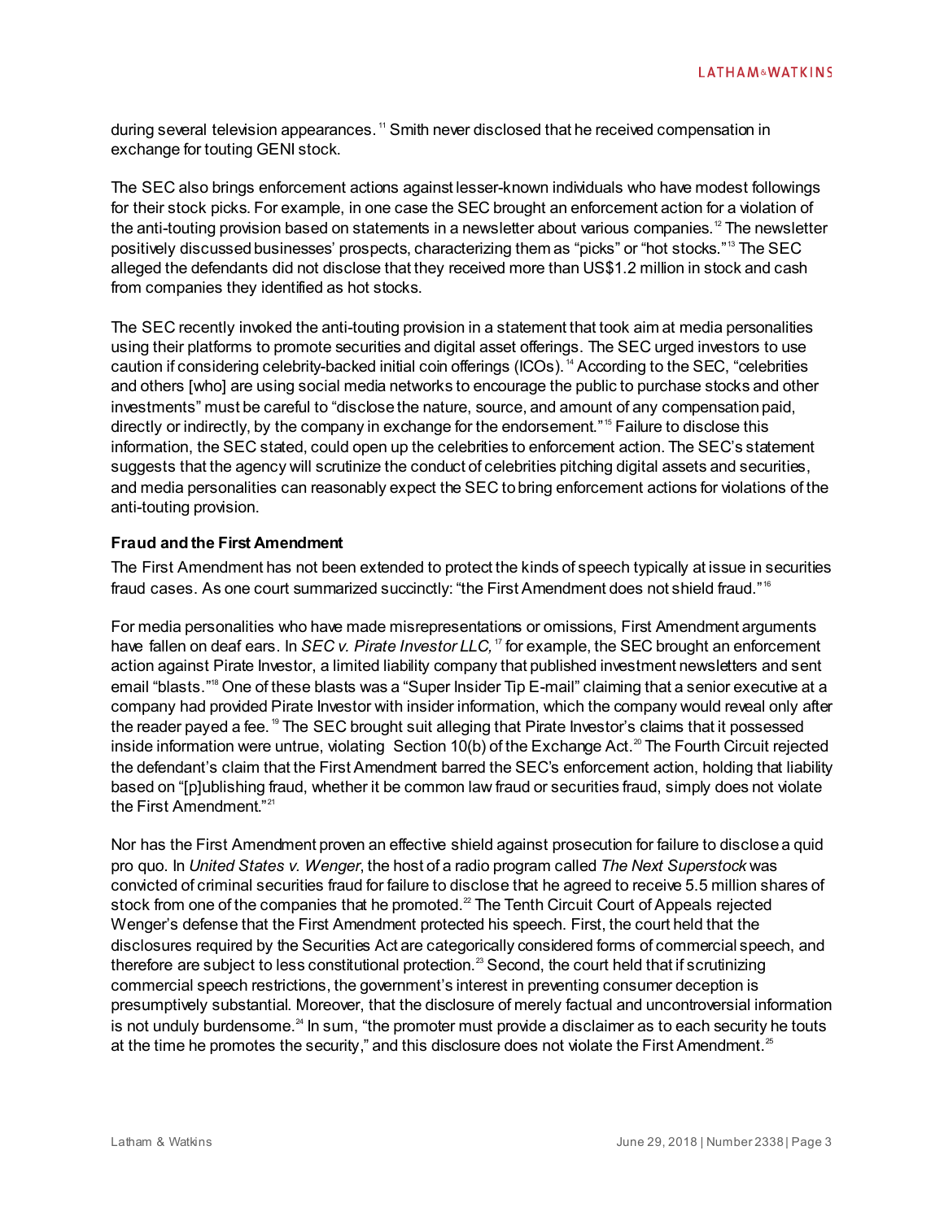during several television appearances.[11] Smith never disclosed that he received compensation in exchange for touting GENI stock.

The SEC also brings enforcement actions against lesser-known individuals who have modest followings for their stock picks. For example, in one case the SEC brought an enforcement action for a violation of the anti-touting provision based on statements in a newsletter about various companies.[12] The newsletter positively discussed businesses' prospects, characterizing them as "picks" or "hot stocks."[13] The SEC alleged the defendants did not disclose that they received more than US$1.2 million in stock and cash from companies they identified as hot stocks.

The SEC recently invoked the anti-touting provision in a statement that took aim at media personalities using their platforms to promote securities and digital asset offerings. The SEC urged investors to use caution if considering celebrity-backed initial coin offerings (ICOs).[14] According to the SEC, "celebrities and others [who] are using social media networks to encourage the public to purchase stocks and other investments" must be careful to "disclose the nature, source, and amount of any compensation paid, directly or indirectly, by the company in exchange for the endorsement."[15] Failure to disclose this information, the SEC stated, could open up the celebrities to enforcement action. The SEC's statement suggests that the agency will scrutinize the conduct of celebrities pitching digital assets and securities, and media personalities can reasonably expect the SEC to bring enforcement actions for violations of the anti-touting provision.

**Fraud and the First Amendment**

The First Amendment has not been extended to protect the kinds of speech typically at issue in securities fraud cases. As one court summarized succinctly: "the First Amendment does not shield fraud."[16]

For media personalities who have made misrepresentations or omissions, First Amendment arguments have fallen on deaf ears. In *SEC v. Pirate Investor LLC,*[17] for example, the SEC brought an enforcement action against Pirate Investor, a limited liability company that published investment newsletters and sent email "blasts."[18] One of these blasts was a "Super Insider Tip E-mail" claiming that a senior executive at a company had provided Pirate Investor with insider information, which the company would reveal only after the reader payed a fee.[19] The SEC brought suit alleging that Pirate Investor's claims that it possessed inside information were untrue, violating Section 10(b) of the Exchange Act.[20] The Fourth Circuit rejected the defendant's claim that the First Amendment barred the SEC's enforcement action, holding that liability based on "[p]ublishing fraud, whether it be common law fraud or securities fraud, simply does not violate the First Amendment."[21]

Nor has the First Amendment proven an effective shield against prosecution for failure to disclose a quid pro quo. In *United States v. Wenger*, the host of a radio program called *The Next Superstock* was convicted of criminal securities fraud for failure to disclose that he agreed to receive 5.5 million shares of stock from one of the companies that he promoted.[22] The Tenth Circuit Court of Appeals rejected Wenger's defense that the First Amendment protected his speech. First, the court held that the disclosures required by the Securities Act are categorically considered forms of commercial speech, and therefore are subject to less constitutional protection.[23] Second, the court held that if scrutinizing commercial speech restrictions, the government's interest in preventing consumer deception is presumptively substantial. Moreover, that the disclosure of merely factual and uncontroversial information is not unduly burdensome.[24] In sum, "the promoter must provide a disclaimer as to each security he touts at the time he promotes the security," and this disclosure does not violate the First Amendment.[25]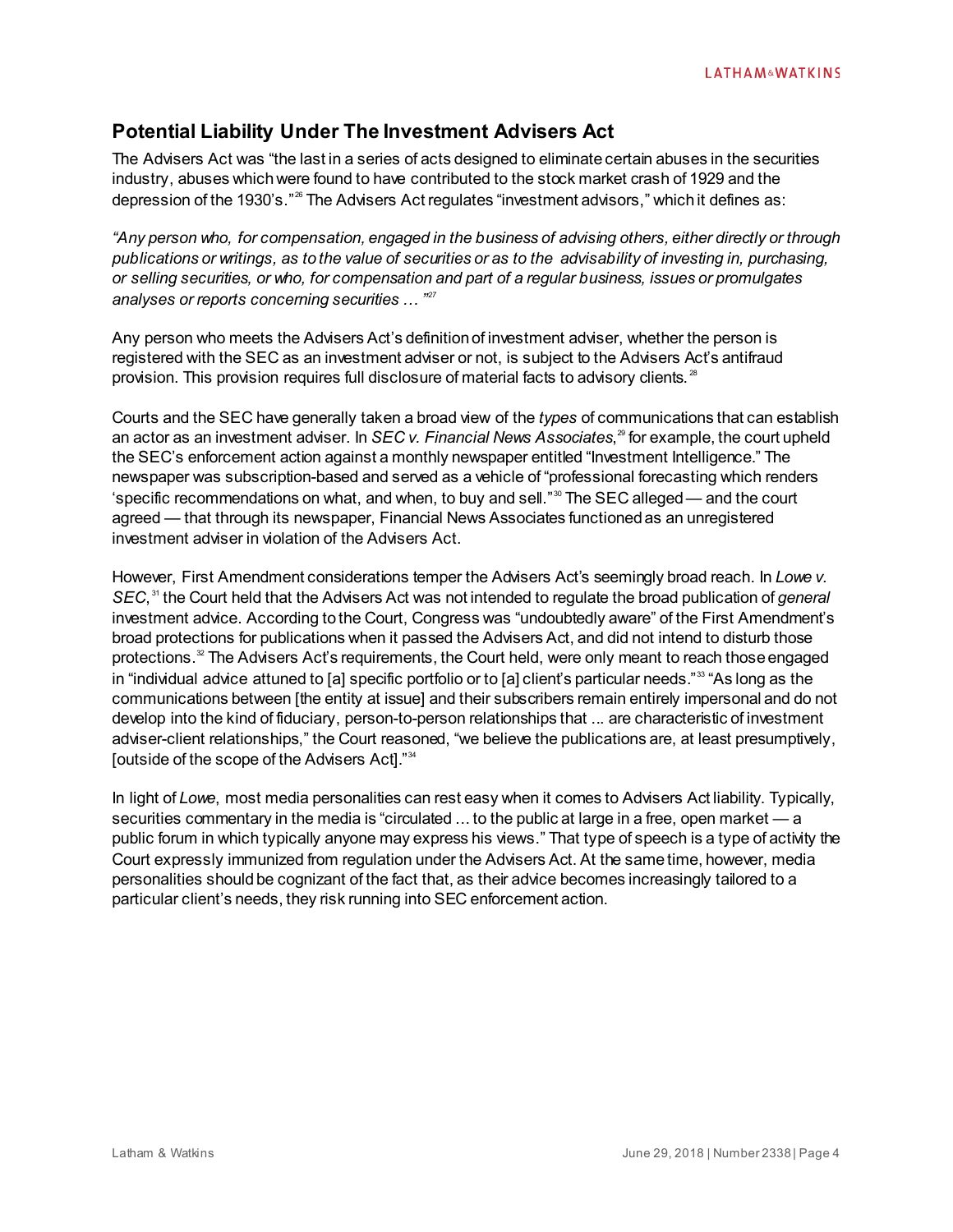## Potential Liability Under The Investment Advisers Act

The Advisers Act was "the last in a series of acts designed to eliminate certain abuses in the securities industry, abuses which were found to have contributed to the stock market crash of 1929 and the depression of the 1930's."[26] The Advisers Act regulates "investment advisors," which it defines as:

*"Any person who, for compensation, engaged in the business of advising others, either directly or through publications or writings, as to the value of securities or as to the advisability of investing in, purchasing, or selling securities, or who, for compensation and part of a regular business, issues or promulgates analyses or reports concerning securities … "*[27]

Any person who meets the Advisers Act's definition of investment adviser, whether the person is registered with the SEC as an investment adviser or not, is subject to the Advisers Act's antifraud provision. This provision requires full disclosure of material facts to advisory clients.[28]

Courts and the SEC have generally taken a broad view of the *types* of communications that can establish an actor as an investment adviser. In *SEC v. Financial News Associates*,[29] for example, the court upheld the SEC's enforcement action against a monthly newspaper entitled "Investment Intelligence." The newspaper was subscription-based and served as a vehicle of "professional forecasting which renders 'specific recommendations on what, and when, to buy and sell."[30] The SEC alleged — and the court agreed — that through its newspaper, Financial News Associates functioned as an unregistered investment adviser in violation of the Advisers Act.

However, First Amendment considerations temper the Advisers Act's seemingly broad reach. In *Lowe v. SEC*,[31] the Court held that the Advisers Act was not intended to regulate the broad publication of *general* investment advice. According to the Court, Congress was "undoubtedly aware" of the First Amendment's broad protections for publications when it passed the Advisers Act, and did not intend to disturb those protections.[32] The Advisers Act's requirements, the Court held, were only meant to reach those engaged in "individual advice attuned to [a] specific portfolio or to [a] client's particular needs."[33] "As long as the communications between [the entity at issue] and their subscribers remain entirely impersonal and do not develop into the kind of fiduciary, person-to-person relationships that ... are characteristic of investment adviser-client relationships," the Court reasoned, "we believe the publications are, at least presumptively, [outside of the scope of the Advisers Act]."[34]

In light of *Lowe*, most media personalities can rest easy when it comes to Advisers Act liability. Typically, securities commentary in the media is "circulated … to the public at large in a free, open market — a public forum in which typically anyone may express his views." That type of speech is a type of activity the Court expressly immunized from regulation under the Advisers Act. At the same time, however, media personalities should be cognizant of the fact that, as their advice becomes increasingly tailored to a particular client's needs, they risk running into SEC enforcement action.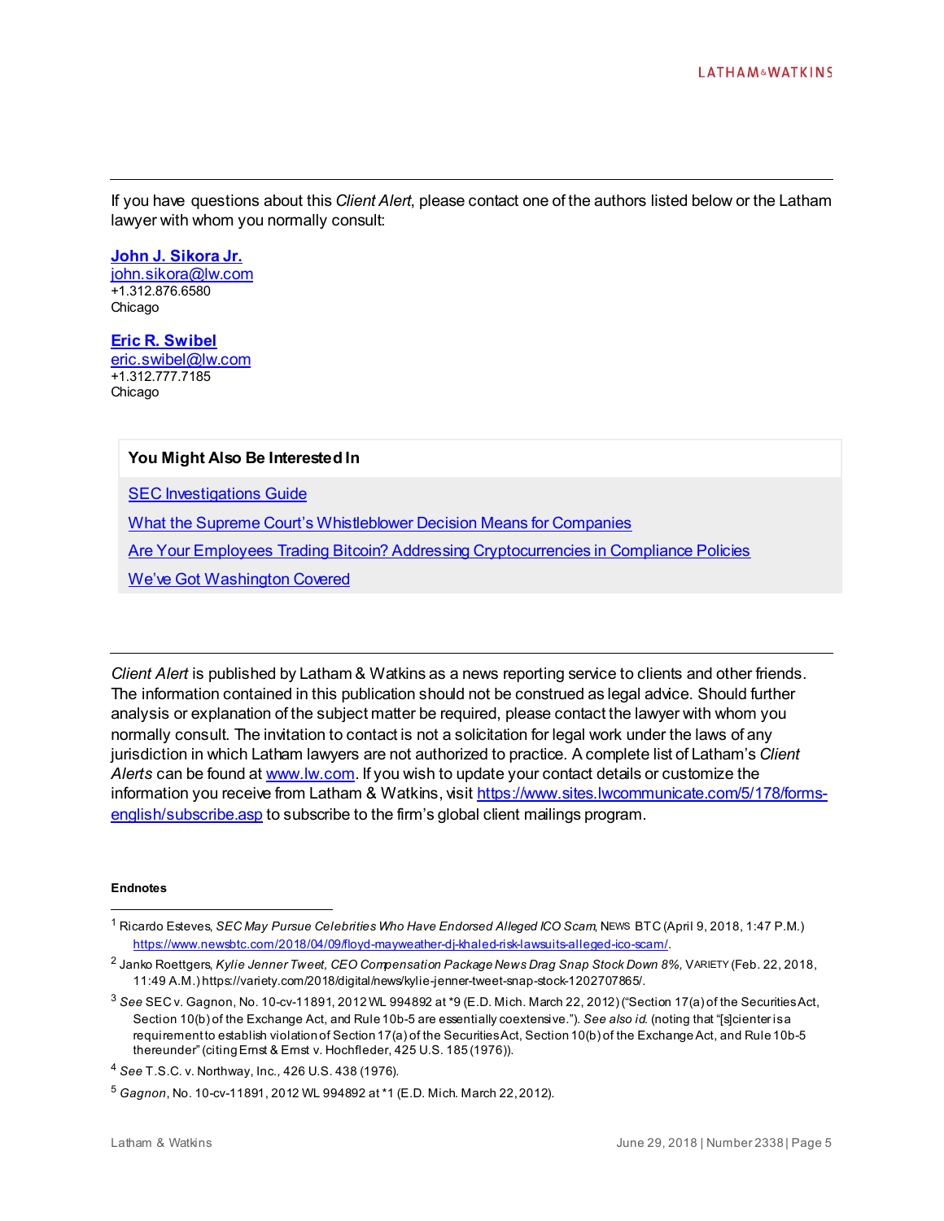If you have questions about this *Client Alert*, please contact one of the authors listed below or the Latham lawyer with whom you normally consult:

**John J. Sikora Jr.**
john.sikora@lw.com
+1.312.876.6580
Chicago

**Eric R. Swibel**
eric.swibel@lw.com
+1.312.777.7185
Chicago

**You Might Also Be Interested In**

SEC Investigations Guide

What the Supreme Court's Whistleblower Decision Means for Companies

Are Your Employees Trading Bitcoin? Addressing Cryptocurrencies in Compliance Policies

We've Got Washington Covered

---

*Client Alert* is published by Latham & Watkins as a news reporting service to clients and other friends. The information contained in this publication should not be construed as legal advice. Should further analysis or explanation of the subject matter be required, please contact the lawyer with whom you normally consult. The invitation to contact is not a solicitation for legal work under the laws of any jurisdiction in which Latham lawyers are not authorized to practice. A complete list of Latham's *Client Alerts* can be found at www.lw.com. If you wish to update your contact details or customize the information you receive from Latham & Watkins, visit https://www.sites.lwcommunicate.com/5/178/forms-english/subscribe.asp to subscribe to the firm's global client mailings program.

#### Endnotes

[1] Ricardo Esteves, *SEC May Pursue Celebrities Who Have Endorsed Alleged ICO Scam*, NEWS BTC (April 9, 2018, 1:47 P.M.) https://www.newsbtc.com/2018/04/09/floyd-mayweather-dj-khaled-risk-lawsuits-alleged-ico-scam/.

[2] Janko Roettgers, *Kylie Jenner Tweet, CEO Compensation Package News Drag Snap Stock Down 8%,* VARIETY (Feb. 22, 2018, 11:49 A.M.) https://variety.com/2018/digital/news/kylie-jenner-tweet-snap-stock-1202707865/.

[3] *See* SEC v. Gagnon, No. 10-cv-11891, 2012 WL 994892 at *9 (E.D. Mich. March 22, 2012) ("Section 17(a) of the Securities Act, Section 10(b) of the Exchange Act, and Rule 10b-5 are essentially coextensive."). *See also id.* (noting that "[s]cienter is a requirement to establish violation of Section 17(a) of the Securities Act, Section 10(b) of the Exchange Act, and Rule 10b-5 thereunder" (citing Ernst & Ernst v. Hochfleder, 425 U.S. 185 (1976)).

[4] *See* T.S.C. v. Northway, Inc.*,* 426 U.S. 438 (1976).

[5] *Gagnon*, No. 10-cv-11891, 2012 WL 994892 at *1 (E.D. Mich. March 22, 2012).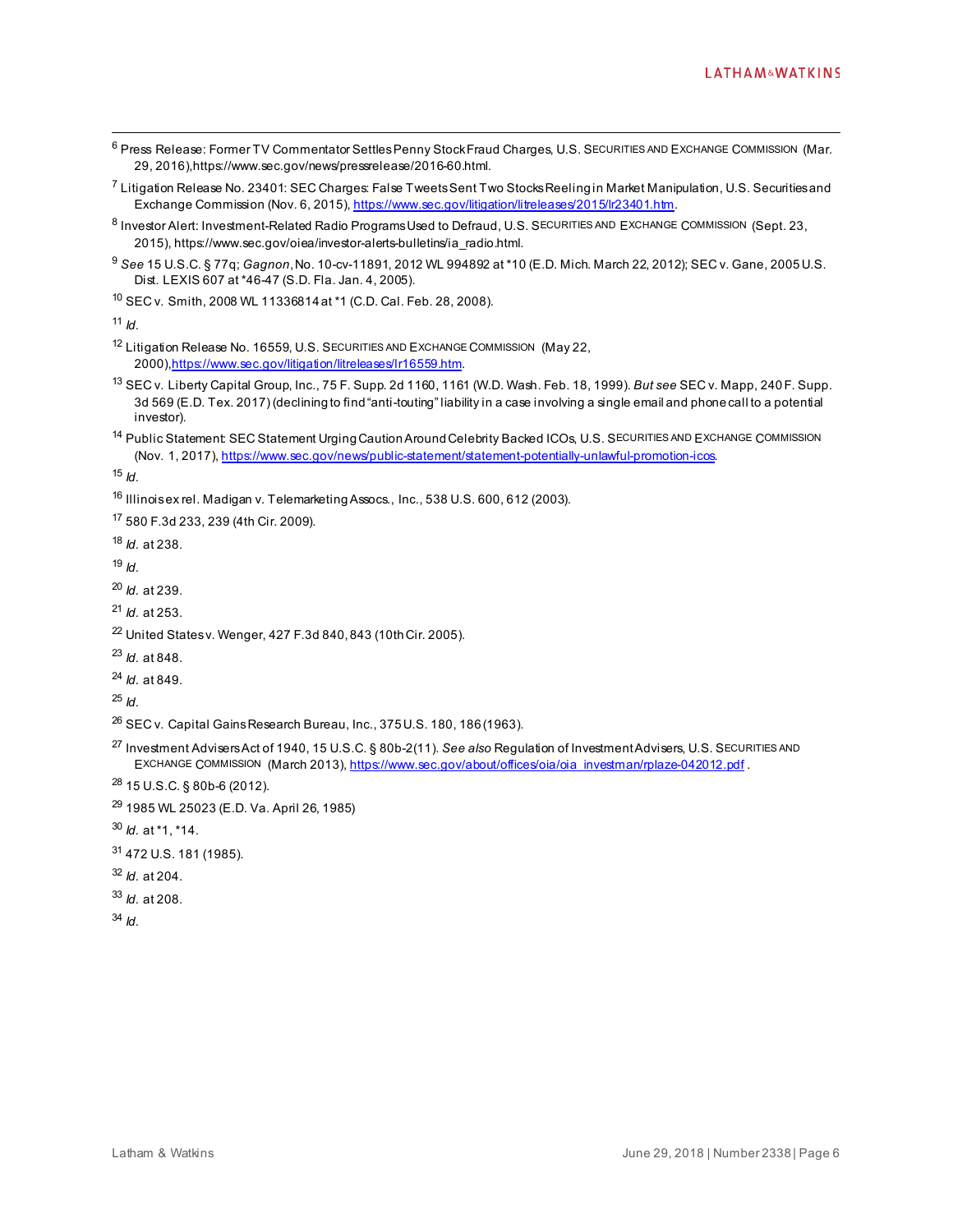[6] Press Release: Former TV Commentator Settles Penny Stock Fraud Charges, U.S. SECURITIES AND EXCHANGE COMMISSION (Mar. 29, 2016),https://www.sec.gov/news/pressrelease/2016-60.html.

[7] Litigation Release No. 23401: SEC Charges: False Tweets Sent Two Stocks Reeling in Market Manipulation, U.S. Securities and Exchange Commission (Nov. 6, 2015), https://www.sec.gov/litigation/litreleases/2015/lr23401.htm.

[8] Investor Alert: Investment-Related Radio Programs Used to Defraud, U.S. SECURITIES AND EXCHANGE COMMISSION (Sept. 23, 2015), https://www.sec.gov/oiea/investor-alerts-bulletins/ia_radio.html.

[9] *See* 15 U.S.C. § 77q; *Gagnon*, No. 10-cv-11891, 2012 WL 994892 at *10 (E.D. Mich. March 22, 2012); SEC v. Gane, 2005 U.S. Dist. LEXIS 607 at *46-47 (S.D. Fla. Jan. 4, 2005).

[10] SEC v. Smith, 2008 WL 11336814 at *1 (C.D. Cal. Feb. 28, 2008).

[11] *Id.*

[12] Litigation Release No. 16559, U.S. SECURITIES AND EXCHANGE COMMISSION (May 22, 2000),https://www.sec.gov/litigation/litreleases/lr16559.htm.

[13] SEC v. Liberty Capital Group, Inc., 75 F. Supp. 2d 1160, 1161 (W.D. Wash. Feb. 18, 1999). *But see* SEC v. Mapp, 240 F. Supp. 3d 569 (E.D. Tex. 2017) (declining to find "anti-touting" liability in a case involving a single email and phone call to a potential investor).

[14] Public Statement: SEC Statement Urging Caution Around Celebrity Backed ICOs, U.S. SECURITIES AND EXCHANGE COMMISSION (Nov. 1, 2017), https://www.sec.gov/news/public-statement/statement-potentially-unlawful-promotion-icos.

[15] *Id.*

[16] Illinois ex rel. Madigan v. Telemarketing Assocs., Inc., 538 U.S. 600, 612 (2003).

[17] 580 F.3d 233, 239 (4th Cir. 2009).

[18] *Id.* at 238.

[19] *Id.*

[20] *Id.* at 239.

[21] *Id.* at 253.

[22] United States v. Wenger, 427 F.3d 840, 843 (10th Cir. 2005).

[23] *Id.* at 848.

[24] *Id.* at 849.

[25] *Id.*

[26] SEC v. Capital Gains Research Bureau, Inc., 375 U.S. 180, 186 (1963).

[27] Investment Advisers Act of 1940, 15 U.S.C. § 80b-2(11). *See also* Regulation of Investment Advisers, U.S. SECURITIES AND EXCHANGE COMMISSION (March 2013), https://www.sec.gov/about/offices/oia/oia_investman/rplaze-042012.pdf.

[28] 15 U.S.C. § 80b-6 (2012).

[29] 1985 WL 25023 (E.D. Va. April 26, 1985)

[30] *Id.* at *1, *14.

[31] 472 U.S. 181 (1985).

[32] *Id.* at 204.

[33] *Id.* at 208.

[34] *Id.*